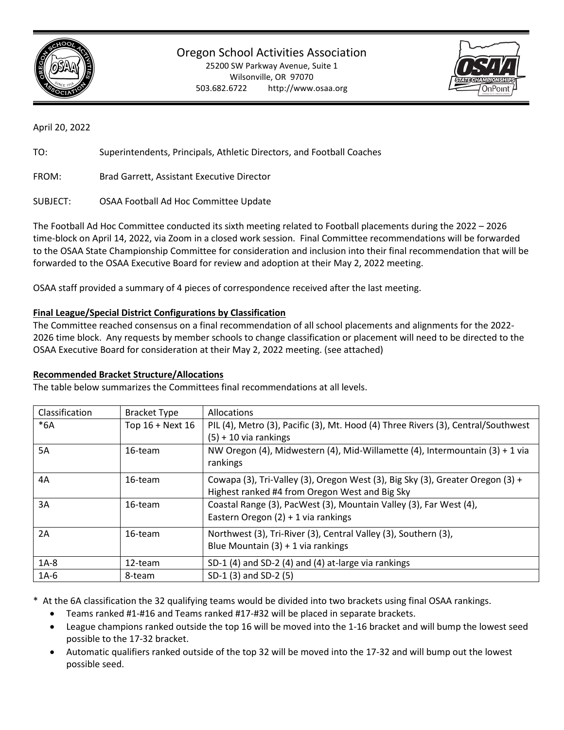# Oregon School Activities Association

25200 SW Parkway Avenue, Suite 1
Wilsonville, OR 97070
503.682.6722 http://www.osaa.org

April 20, 2022

TO: Superintendents, Principals, Athletic Directors, and Football Coaches

FROM: Brad Garrett, Assistant Executive Director

SUBJECT: OSAA Football Ad Hoc Committee Update

The Football Ad Hoc Committee conducted its sixth meeting related to Football placements during the 2022 – 2026 time-block on April 14, 2022, via Zoom in a closed work session. Final Committee recommendations will be forwarded to the OSAA State Championship Committee for consideration and inclusion into their final recommendation that will be forwarded to the OSAA Executive Board for review and adoption at their May 2, 2022 meeting.

OSAA staff provided a summary of 4 pieces of correspondence received after the last meeting.

**Final League/Special District Configurations by Classification**

The Committee reached consensus on a final recommendation of all school placements and alignments for the 2022-2026 time block. Any requests by member schools to change classification or placement will need to be directed to the OSAA Executive Board for consideration at their May 2, 2022 meeting. (see attached)

**Recommended Bracket Structure/Allocations**

The table below summarizes the Committees final recommendations at all levels.

| Classification | Bracket Type | Allocations |
|---|---|---|
| *6A | Top 16 + Next 16 | PIL (4), Metro (3), Pacific (3), Mt. Hood (4) Three Rivers (3), Central/Southwest (5) + 10 via rankings |
| 5A | 16-team | NW Oregon (4), Midwestern (4), Mid-Willamette (4), Intermountain (3) + 1 via rankings |
| 4A | 16-team | Cowapa (3), Tri-Valley (3), Oregon West (3), Big Sky (3), Greater Oregon (3) + Highest ranked #4 from Oregon West and Big Sky |
| 3A | 16-team | Coastal Range (3), PacWest (3), Mountain Valley (3), Far West (4), Eastern Oregon (2) + 1 via rankings |
| 2A | 16-team | Northwest (3), Tri-River (3), Central Valley (3), Southern (3), Blue Mountain (3) + 1 via rankings |
| 1A-8 | 12-team | SD-1 (4) and SD-2 (4) and (4) at-large via rankings |
| 1A-6 | 8-team | SD-1 (3) and SD-2 (5) |

\* At the 6A classification the 32 qualifying teams would be divided into two brackets using final OSAA rankings.

- Teams ranked #1-#16 and Teams ranked #17-#32 will be placed in separate brackets.
- League champions ranked outside the top 16 will be moved into the 1-16 bracket and will bump the lowest seed possible to the 17-32 bracket.
- Automatic qualifiers ranked outside of the top 32 will be moved into the 17-32 and will bump out the lowest possible seed.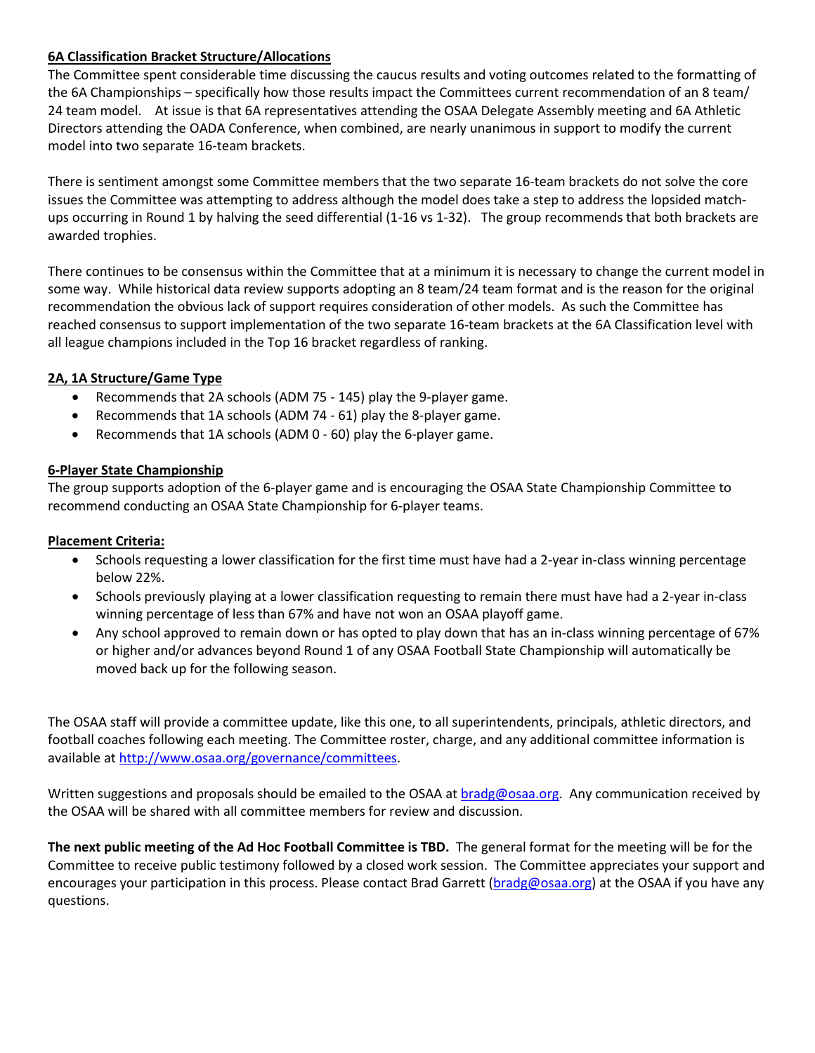**6A Classification Bracket Structure/Allocations**

The Committee spent considerable time discussing the caucus results and voting outcomes related to the formatting of the 6A Championships – specifically how those results impact the Committees current recommendation of an 8 team/ 24 team model. At issue is that 6A representatives attending the OSAA Delegate Assembly meeting and 6A Athletic Directors attending the OADA Conference, when combined, are nearly unanimous in support to modify the current model into two separate 16-team brackets.

There is sentiment amongst some Committee members that the two separate 16-team brackets do not solve the core issues the Committee was attempting to address although the model does take a step to address the lopsided match-ups occurring in Round 1 by halving the seed differential (1-16 vs 1-32). The group recommends that both brackets are awarded trophies.

There continues to be consensus within the Committee that at a minimum it is necessary to change the current model in some way. While historical data review supports adopting an 8 team/24 team format and is the reason for the original recommendation the obvious lack of support requires consideration of other models. As such the Committee has reached consensus to support implementation of the two separate 16-team brackets at the 6A Classification level with all league champions included in the Top 16 bracket regardless of ranking.

**2A, 1A Structure/Game Type**

- Recommends that 2A schools (ADM 75 - 145) play the 9-player game.
- Recommends that 1A schools (ADM 74 - 61) play the 8-player game.
- Recommends that 1A schools (ADM 0 - 60) play the 6-player game.

**6-Player State Championship**

The group supports adoption of the 6-player game and is encouraging the OSAA State Championship Committee to recommend conducting an OSAA State Championship for 6-player teams.

**Placement Criteria:**

- Schools requesting a lower classification for the first time must have had a 2-year in-class winning percentage below 22%.
- Schools previously playing at a lower classification requesting to remain there must have had a 2-year in-class winning percentage of less than 67% and have not won an OSAA playoff game.
- Any school approved to remain down or has opted to play down that has an in-class winning percentage of 67% or higher and/or advances beyond Round 1 of any OSAA Football State Championship will automatically be moved back up for the following season.

The OSAA staff will provide a committee update, like this one, to all superintendents, principals, athletic directors, and football coaches following each meeting. The Committee roster, charge, and any additional committee information is available at [http://www.osaa.org/governance/committees](http://www.osaa.org/governance/committees).

Written suggestions and proposals should be emailed to the OSAA at [bradg@osaa.org](mailto:bradg@osaa.org). Any communication received by the OSAA will be shared with all committee members for review and discussion.

**The next public meeting of the Ad Hoc Football Committee is TBD.** The general format for the meeting will be for the Committee to receive public testimony followed by a closed work session. The Committee appreciates your support and encourages your participation in this process. Please contact Brad Garrett ([bradg@osaa.org](mailto:bradg@osaa.org)) at the OSAA if you have any questions.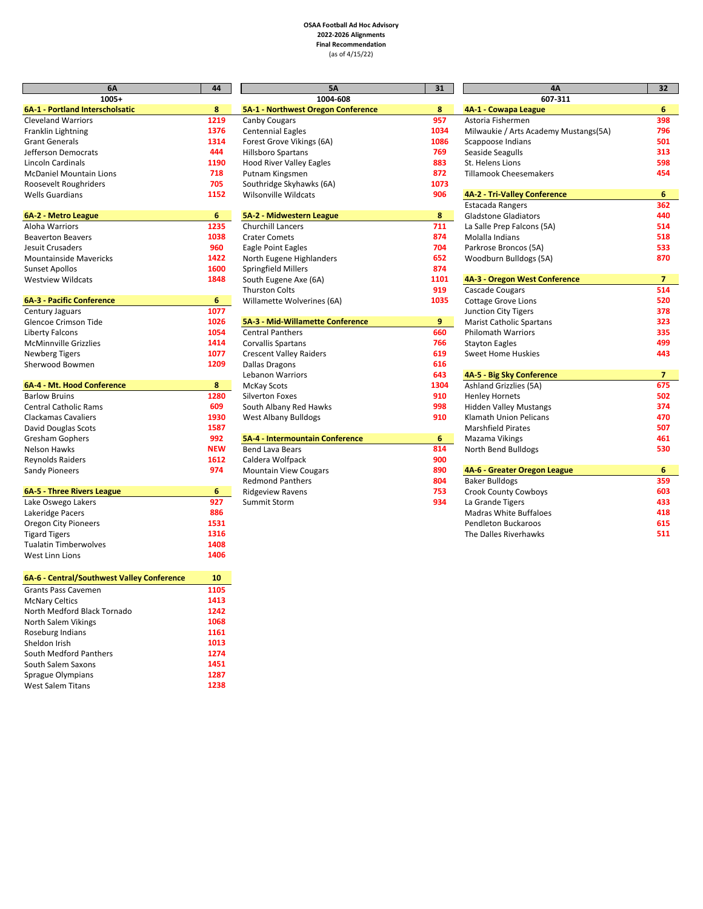**OSAA Football Ad Hoc Advisory**
**2022-2026 Alignments**
**Final Recommendation**
(as of 4/15/22)

## 6A — 44

**1005+**

| 6A-1 - Portland Interscholsatic | 8 |
|---|---|
| Cleveland Warriors | 1219 |
| Franklin Lightning | 1376 |
| Grant Generals | 1314 |
| Jefferson Democrats | 444 |
| Lincoln Cardinals | 1190 |
| McDaniel Mountain Lions | 718 |
| Roosevelt Roughriders | 705 |
| Wells Guardians | 1152 |

| 6A-2 - Metro League | 6 |
|---|---|
| Aloha Warriors | 1235 |
| Beaverton Beavers | 1038 |
| Jesuit Crusaders | 960 |
| Mountainside Mavericks | 1422 |
| Sunset Apollos | 1600 |
| Westview Wildcats | 1848 |

| 6A-3 - Pacific Conference | 6 |
|---|---|
| Century Jaguars | 1077 |
| Glencoe Crimson Tide | 1026 |
| Liberty Falcons | 1054 |
| McMinnville Grizzlies | 1414 |
| Newberg Tigers | 1077 |
| Sherwood Bowmen | 1209 |

| 6A-4 - Mt. Hood Conference | 8 |
|---|---|
| Barlow Bruins | 1280 |
| Central Catholic Rams | 609 |
| Clackamas Cavaliers | 1930 |
| David Douglas Scots | 1587 |
| Gresham Gophers | 992 |
| Nelson Hawks | NEW |
| Reynolds Raiders | 1612 |
| Sandy Pioneers | 974 |

| 6A-5 - Three Rivers League | 6 |
|---|---|
| Lake Oswego Lakers | 927 |
| Lakeridge Pacers | 886 |
| Oregon City Pioneers | 1531 |
| Tigard Tigers | 1316 |
| Tualatin Timberwolves | 1408 |
| West Linn Lions | 1406 |

| 6A-6 - Central/Southwest Valley Conference | 10 |
|---|---|
| Grants Pass Cavemen | 1105 |
| McNary Celtics | 1413 |
| North Medford Black Tornado | 1242 |
| North Salem Vikings | 1068 |
| Roseburg Indians | 1161 |
| Sheldon Irish | 1013 |
| South Medford Panthers | 1274 |
| South Salem Saxons | 1451 |
| Sprague Olympians | 1287 |
| West Salem Titans | 1238 |

## 5A — 31

**1004-608**

| 5A-1 - Northwest Oregon Conference | 8 |
|---|---|
| Canby Cougars | 957 |
| Centennial Eagles | 1034 |
| Forest Grove Vikings (6A) | 1086 |
| Hillsboro Spartans | 769 |
| Hood River Valley Eagles | 883 |
| Putnam Kingsmen | 872 |
| Southridge Skyhawks (6A) | 1073 |
| Wilsonville Wildcats | 906 |

| 5A-2 - Midwestern League | 8 |
|---|---|
| Churchill Lancers | 711 |
| Crater Comets | 874 |
| Eagle Point Eagles | 704 |
| North Eugene Highlanders | 652 |
| Springfield Millers | 874 |
| South Eugene Axe (6A) | 1101 |
| Thurston Colts | 919 |
| Willamette Wolverines (6A) | 1035 |

| 5A-3 - Mid-Willamette Conference | 9 |
|---|---|
| Central Panthers | 660 |
| Corvallis Spartans | 766 |
| Crescent Valley Raiders | 619 |
| Dallas Dragons | 616 |
| Lebanon Warriors | 643 |
| McKay Scots | 1304 |
| Silverton Foxes | 910 |
| South Albany Red Hawks | 998 |
| West Albany Bulldogs | 910 |

| 5A-4 - Intermountain Conference | 6 |
|---|---|
| Bend Lava Bears | 814 |
| Caldera Wolfpack | 900 |
| Mountain View Cougars | 890 |
| Redmond Panthers | 804 |
| Ridgeview Ravens | 753 |
| Summit Storm | 934 |

## 4A — 32

**607-311**

| 4A-1 - Cowapa League | 6 |
|---|---|
| Astoria Fishermen | 398 |
| Milwaukie / Arts Academy Mustangs(5A) | 796 |
| Scappoose Indians | 501 |
| Seaside Seagulls | 313 |
| St. Helens Lions | 598 |
| Tillamook Cheesemakers | 454 |

| 4A-2 - Tri-Valley Conference | 6 |
|---|---|
| Estacada Rangers | 362 |
| Gladstone Gladiators | 440 |
| La Salle Prep Falcons (5A) | 514 |
| Molalla Indians | 518 |
| Parkrose Broncos (5A) | 533 |
| Woodburn Bulldogs (5A) | 870 |

| 4A-3 - Oregon West Conference | 7 |
|---|---|
| Cascade Cougars | 514 |
| Cottage Grove Lions | 520 |
| Junction City Tigers | 378 |
| Marist Catholic Spartans | 323 |
| Philomath Warriors | 335 |
| Stayton Eagles | 499 |
| Sweet Home Huskies | 443 |

| 4A-5 - Big Sky Conference | 7 |
|---|---|
| Ashland Grizzlies (5A) | 675 |
| Henley Hornets | 502 |
| Hidden Valley Mustangs | 374 |
| Klamath Union Pelicans | 470 |
| Marshfield Pirates | 507 |
| Mazama Vikings | 461 |
| North Bend Bulldogs | 530 |

| 4A-6 - Greater Oregon League | 6 |
|---|---|
| Baker Bulldogs | 359 |
| Crook County Cowboys | 603 |
| La Grande Tigers | 433 |
| Madras White Buffaloes | 418 |
| Pendleton Buckaroos | 615 |
| The Dalles Riverhawks | 511 |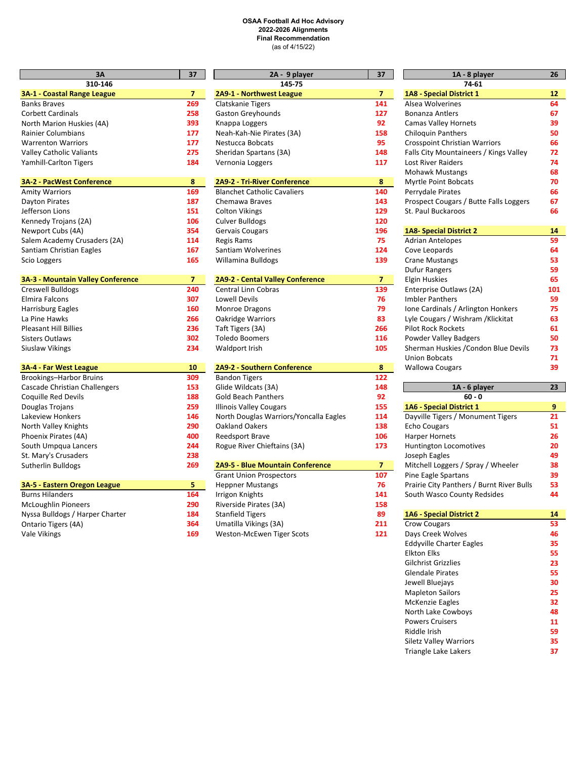**OSAA Football Ad Hoc Advisory**
**2022-2026 Alignments**
**Final Recommendation**
(as of 4/15/22)

| 3A | 37 |
|---|---|
| **310-146** | |
| **3A-1 - Coastal Range League** | **7** |
| Banks Braves | 269 |
| Corbett Cardinals | 258 |
| North Marion Huskies (4A) | 393 |
| Rainier Columbians | 177 |
| Warrenton Warriors | 177 |
| Valley Catholic Valiants | 275 |
| Yamhill-Carlton Tigers | 184 |
| **3A-2 - PacWest Conference** | **8** |
| Amity Warriors | 169 |
| Dayton Pirates | 187 |
| Jefferson Lions | 151 |
| Kennedy Trojans (2A) | 106 |
| Newport Cubs (4A) | 354 |
| Salem Academy Crusaders (2A) | 114 |
| Santiam Christian Eagles | 167 |
| Scio Loggers | 165 |
| **3A-3 - Mountain Valley Conference** | **7** |
| Creswell Bulldogs | 240 |
| Elmira Falcons | 307 |
| Harrisburg Eagles | 160 |
| La Pine Hawks | 266 |
| Pleasant Hill Billies | 236 |
| Sisters Outlaws | 302 |
| Siuslaw Vikings | 234 |
| **3A-4 - Far West League** | **10** |
| Brookings–Harbor Bruins | 309 |
| Cascade Christian Challengers | 153 |
| Coquille Red Devils | 188 |
| Douglas Trojans | 259 |
| Lakeview Honkers | 146 |
| North Valley Knights | 290 |
| Phoenix Pirates (4A) | 400 |
| South Umpqua Lancers | 244 |
| St. Mary's Crusaders | 238 |
| Sutherlin Bulldogs | 269 |
| **3A-5 - Eastern Oregon League** | **5** |
| Burns Hilanders | 164 |
| McLoughlin Pioneers | 290 |
| Nyssa Bulldogs / Harper Charter | 184 |
| Ontario Tigers (4A) | 364 |
| Vale Vikings | 169 |

| 2A - 9 player | 37 |
|---|---|
| **145-75** | |
| **2A9-1 - Northwest League** | **7** |
| Clatskanie Tigers | 141 |
| Gaston Greyhounds | 127 |
| Knappa Loggers | 92 |
| Neah-Kah-Nie Pirates (3A) | 158 |
| Nestucca Bobcats | 95 |
| Sheridan Spartans (3A) | 148 |
| Vernonia Loggers | 117 |
| **2A9-2 - Tri-River Conference** | **8** |
| Blanchet Catholic Cavaliers | 140 |
| Chemawa Braves | 143 |
| Colton Vikings | 129 |
| Culver Bulldogs | 120 |
| Gervais Cougars | 196 |
| Regis Rams | 75 |
| Santiam Wolverines | 124 |
| Willamina Bulldogs | 139 |
| **2A9-2 - Cental Valley Conference** | **7** |
| Central Linn Cobras | 139 |
| Lowell Devils | 76 |
| Monroe Dragons | 79 |
| Oakridge Warriors | 83 |
| Taft Tigers (3A) | 266 |
| Toledo Boomers | 116 |
| Waldport Irish | 105 |
| **2A9-2 - Southern Conference** | **8** |
| Bandon Tigers | 122 |
| Glide Wildcats (3A) | 148 |
| Gold Beach Panthers | 92 |
| Illinois Valley Cougars | 155 |
| North Douglas Warriors/Yoncalla Eagles | 114 |
| Oakland Oakers | 138 |
| Reedsport Brave | 106 |
| Rogue River Chieftains (3A) | 173 |
| **2A9-5 - Blue Mountain Conference** | **7** |
| Grant Union Prospectors | 107 |
| Heppner Mustangs | 76 |
| Irrigon Knights | 141 |
| Riverside Pirates (3A) | 158 |
| Stanfield Tigers | 89 |
| Umatilla Vikings (3A) | 211 |
| Weston-McEwen Tiger Scots | 121 |

| 1A - 8 player | 26 |
|---|---|
| **74-61** | |
| **1A8 - Special District 1** | **12** |
| Alsea Wolverines | 64 |
| Bonanza Antlers | 67 |
| Camas Valley Hornets | 39 |
| Chiloquin Panthers | 50 |
| Crosspoint Christian Warriors | 66 |
| Falls City Mountaineers / Kings Valley | 72 |
| Lost River Raiders | 74 |
| Mohawk Mustangs | 68 |
| Myrtle Point Bobcats | 70 |
| Perrydale Pirates | 66 |
| Prospect Cougars / Butte Falls Loggers | 67 |
| St. Paul Buckaroos | 66 |
| **1A8- Special District 2** | **14** |
| Adrian Antelopes | 59 |
| Cove Leopards | 64 |
| Crane Mustangs | 53 |
| Dufur Rangers | 59 |
| Elgin Huskies | 65 |
| Enterprise Outlaws (2A) | 101 |
| Imbler Panthers | 59 |
| Ione Cardinals / Arlington Honkers | 75 |
| Lyle Cougars / Wishram /Klickitat | 63 |
| Pilot Rock Rockets | 61 |
| Powder Valley Badgers | 50 |
| Sherman Huskies /Condon Blue Devils | 73 |
| Union Bobcats | 71 |
| Wallowa Cougars | 39 |

| 1A - 6 player | 23 |
|---|---|
| **60 - 0** | |
| **1A6 - Special District 1** | **9** |
| Dayville Tigers / Monument Tigers | 21 |
| Echo Cougars | 51 |
| Harper Hornets | 26 |
| Huntington Locomotives | 20 |
| Joseph Eagles | 49 |
| Mitchell Loggers / Spray / Wheeler | 38 |
| Pine Eagle Spartans | 39 |
| Prairie City Panthers / Burnt River Bulls | 53 |
| South Wasco County Redsides | 44 |
| **1A6 - Special District 2** | **14** |
| Crow Cougars | 53 |
| Days Creek Wolves | 46 |
| Eddyville Charter Eagles | 35 |
| Elkton Elks | 55 |
| Gilchrist Grizzlies | 23 |
| Glendale Pirates | 55 |
| Jewell Bluejays | 30 |
| Mapleton Sailors | 25 |
| McKenzie Eagles | 32 |
| North Lake Cowboys | 48 |
| Powers Cruisers | 11 |
| Riddle Irish | 59 |
| Siletz Valley Warriors | 35 |
| Triangle Lake Lakers | 37 |